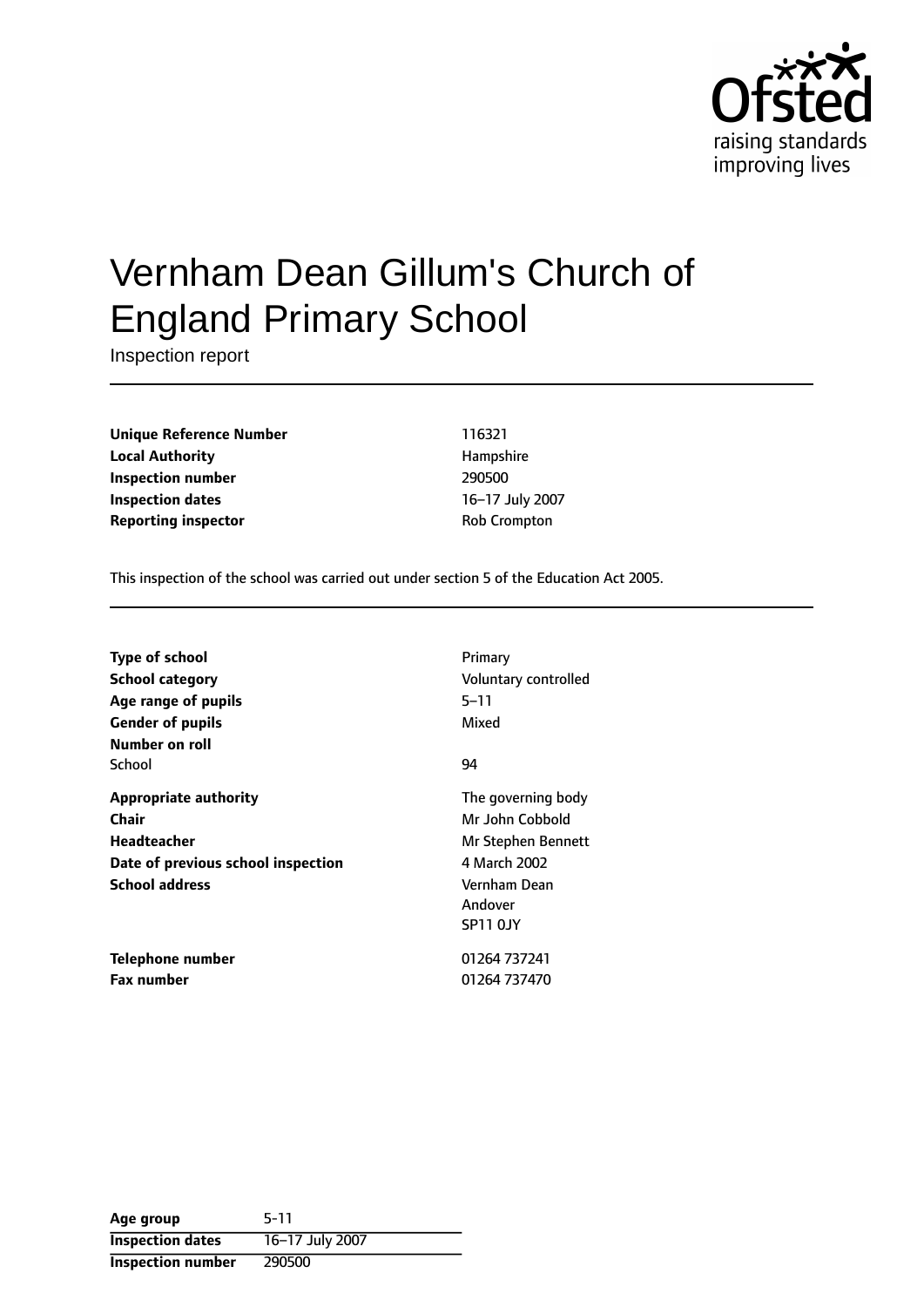# Vernham Dean Gillum's Church of England Primary School

Inspection report

| | |
|---|---|
| **Unique Reference Number** | 116321 |
| **Local Authority** | Hampshire |
| **Inspection number** | 290500 |
| **Inspection dates** | 16–17 July 2007 |
| **Reporting inspector** | Rob Crompton |

This inspection of the school was carried out under section 5 of the Education Act 2005.

| | |
|---|---|
| **Type of school** | Primary |
| **School category** | Voluntary controlled |
| **Age range of pupils** | 5–11 |
| **Gender of pupils** | Mixed |
| **Number on roll** | |
| School | 94 |
| **Appropriate authority** | The governing body |
| **Chair** | Mr John Cobbold |
| **Headteacher** | Mr Stephen Bennett |
| **Date of previous school inspection** | 4 March 2002 |
| **School address** | Vernham Dean<br>Andover<br>SP11 0JY |
| **Telephone number** | 01264 737241 |
| **Fax number** | 01264 737470 |

| | |
|---|---|
| **Age group** | 5-11 |
| **Inspection dates** | 16–17 July 2007 |
| **Inspection number** | 290500 |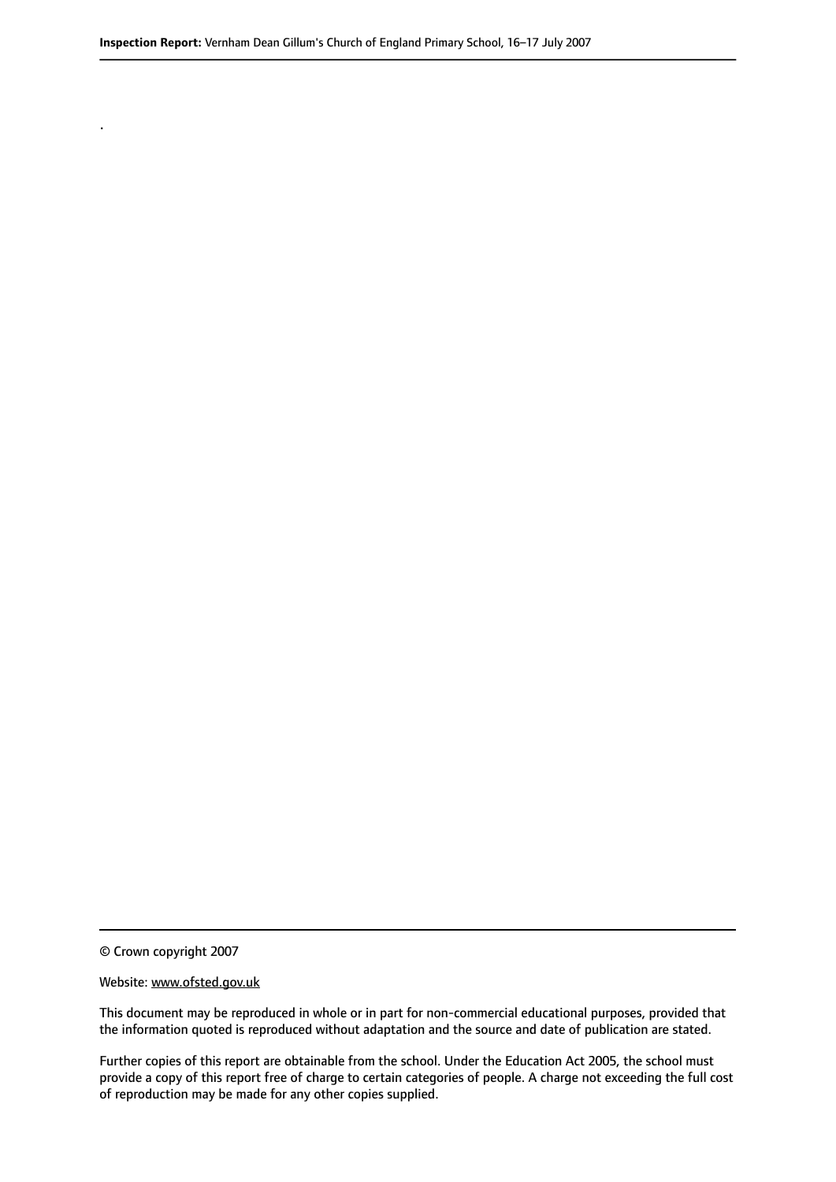.

© Crown copyright 2007

Website: www.ofsted.gov.uk

This document may be reproduced in whole or in part for non-commercial educational purposes, provided that the information quoted is reproduced without adaptation and the source and date of publication are stated.

Further copies of this report are obtainable from the school. Under the Education Act 2005, the school must provide a copy of this report free of charge to certain categories of people. A charge not exceeding the full cost of reproduction may be made for any other copies supplied.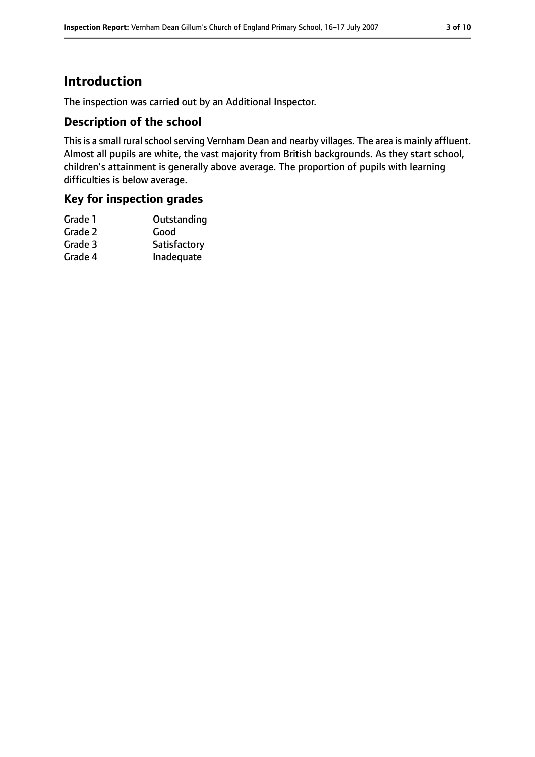# Introduction

The inspection was carried out by an Additional Inspector.

## Description of the school

This is a small rural school serving Vernham Dean and nearby villages. The area is mainly affluent. Almost all pupils are white, the vast majority from British backgrounds. As they start school, children's attainment is generally above average. The proportion of pupils with learning difficulties is below average.

## Key for inspection grades

| | |
|---|---|
| Grade 1 | Outstanding |
| Grade 2 | Good |
| Grade 3 | Satisfactory |
| Grade 4 | Inadequate |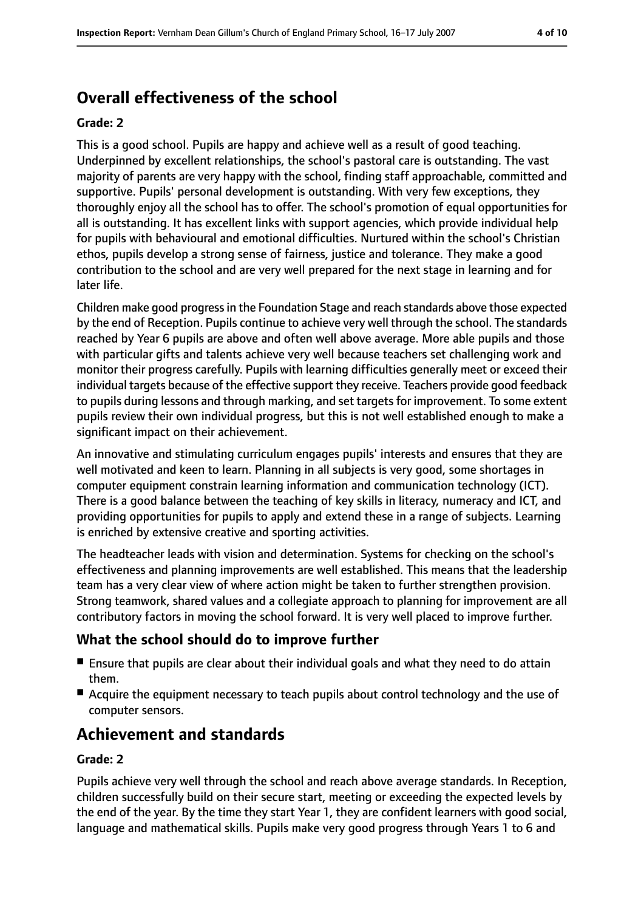## Overall effectiveness of the school

**Grade: 2**

This is a good school. Pupils are happy and achieve well as a result of good teaching. Underpinned by excellent relationships, the school's pastoral care is outstanding. The vast majority of parents are very happy with the school, finding staff approachable, committed and supportive. Pupils' personal development is outstanding. With very few exceptions, they thoroughly enjoy all the school has to offer. The school's promotion of equal opportunities for all is outstanding. It has excellent links with support agencies, which provide individual help for pupils with behavioural and emotional difficulties. Nurtured within the school's Christian ethos, pupils develop a strong sense of fairness, justice and tolerance. They make a good contribution to the school and are very well prepared for the next stage in learning and for later life.

Children make good progress in the Foundation Stage and reach standards above those expected by the end of Reception. Pupils continue to achieve very well through the school. The standards reached by Year 6 pupils are above and often well above average. More able pupils and those with particular gifts and talents achieve very well because teachers set challenging work and monitor their progress carefully. Pupils with learning difficulties generally meet or exceed their individual targets because of the effective support they receive. Teachers provide good feedback to pupils during lessons and through marking, and set targets for improvement. To some extent pupils review their own individual progress, but this is not well established enough to make a significant impact on their achievement.

An innovative and stimulating curriculum engages pupils' interests and ensures that they are well motivated and keen to learn. Planning in all subjects is very good, some shortages in computer equipment constrain learning information and communication technology (ICT). There is a good balance between the teaching of key skills in literacy, numeracy and ICT, and providing opportunities for pupils to apply and extend these in a range of subjects. Learning is enriched by extensive creative and sporting activities.

The headteacher leads with vision and determination. Systems for checking on the school's effectiveness and planning improvements are well established. This means that the leadership team has a very clear view of where action might be taken to further strengthen provision. Strong teamwork, shared values and a collegiate approach to planning for improvement are all contributory factors in moving the school forward. It is very well placed to improve further.

### What the school should do to improve further

- Ensure that pupils are clear about their individual goals and what they need to do attain them.
- Acquire the equipment necessary to teach pupils about control technology and the use of computer sensors.

## Achievement and standards

**Grade: 2**

Pupils achieve very well through the school and reach above average standards. In Reception, children successfully build on their secure start, meeting or exceeding the expected levels by the end of the year. By the time they start Year 1, they are confident learners with good social, language and mathematical skills. Pupils make very good progress through Years 1 to 6 and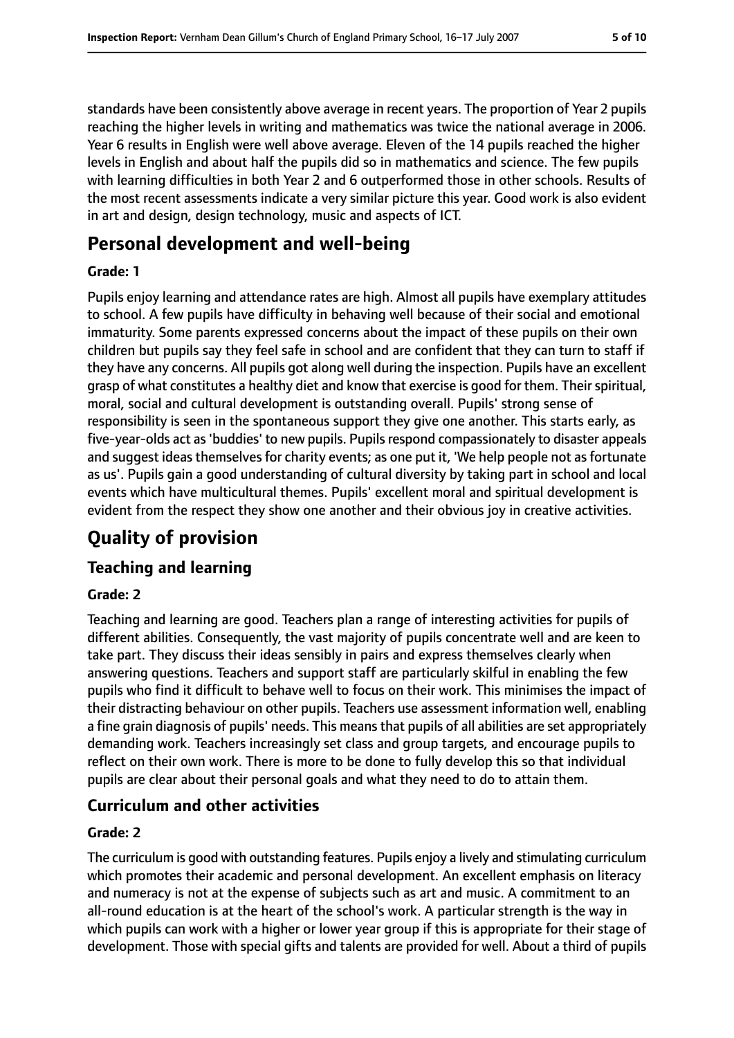standards have been consistently above average in recent years. The proportion of Year 2 pupils reaching the higher levels in writing and mathematics was twice the national average in 2006. Year 6 results in English were well above average. Eleven of the 14 pupils reached the higher levels in English and about half the pupils did so in mathematics and science. The few pupils with learning difficulties in both Year 2 and 6 outperformed those in other schools. Results of the most recent assessments indicate a very similar picture this year. Good work is also evident in art and design, design technology, music and aspects of ICT.

# Personal development and well-being

#### Grade: 1

Pupils enjoy learning and attendance rates are high. Almost all pupils have exemplary attitudes to school. A few pupils have difficulty in behaving well because of their social and emotional immaturity. Some parents expressed concerns about the impact of these pupils on their own children but pupils say they feel safe in school and are confident that they can turn to staff if they have any concerns. All pupils got along well during the inspection. Pupils have an excellent grasp of what constitutes a healthy diet and know that exercise is good for them. Their spiritual, moral, social and cultural development is outstanding overall. Pupils' strong sense of responsibility is seen in the spontaneous support they give one another. This starts early, as five-year-olds act as 'buddies' to new pupils. Pupils respond compassionately to disaster appeals and suggest ideas themselves for charity events; as one put it, 'We help people not as fortunate as us'. Pupils gain a good understanding of cultural diversity by taking part in school and local events which have multicultural themes. Pupils' excellent moral and spiritual development is evident from the respect they show one another and their obvious joy in creative activities.

# Quality of provision

## Teaching and learning

#### Grade: 2

Teaching and learning are good. Teachers plan a range of interesting activities for pupils of different abilities. Consequently, the vast majority of pupils concentrate well and are keen to take part. They discuss their ideas sensibly in pairs and express themselves clearly when answering questions. Teachers and support staff are particularly skilful in enabling the few pupils who find it difficult to behave well to focus on their work. This minimises the impact of their distracting behaviour on other pupils. Teachers use assessment information well, enabling a fine grain diagnosis of pupils' needs. This means that pupils of all abilities are set appropriately demanding work. Teachers increasingly set class and group targets, and encourage pupils to reflect on their own work. There is more to be done to fully develop this so that individual pupils are clear about their personal goals and what they need to do to attain them.

## Curriculum and other activities

#### Grade: 2

The curriculum is good with outstanding features. Pupils enjoy a lively and stimulating curriculum which promotes their academic and personal development. An excellent emphasis on literacy and numeracy is not at the expense of subjects such as art and music. A commitment to an all-round education is at the heart of the school's work. A particular strength is the way in which pupils can work with a higher or lower year group if this is appropriate for their stage of development. Those with special gifts and talents are provided for well. About a third of pupils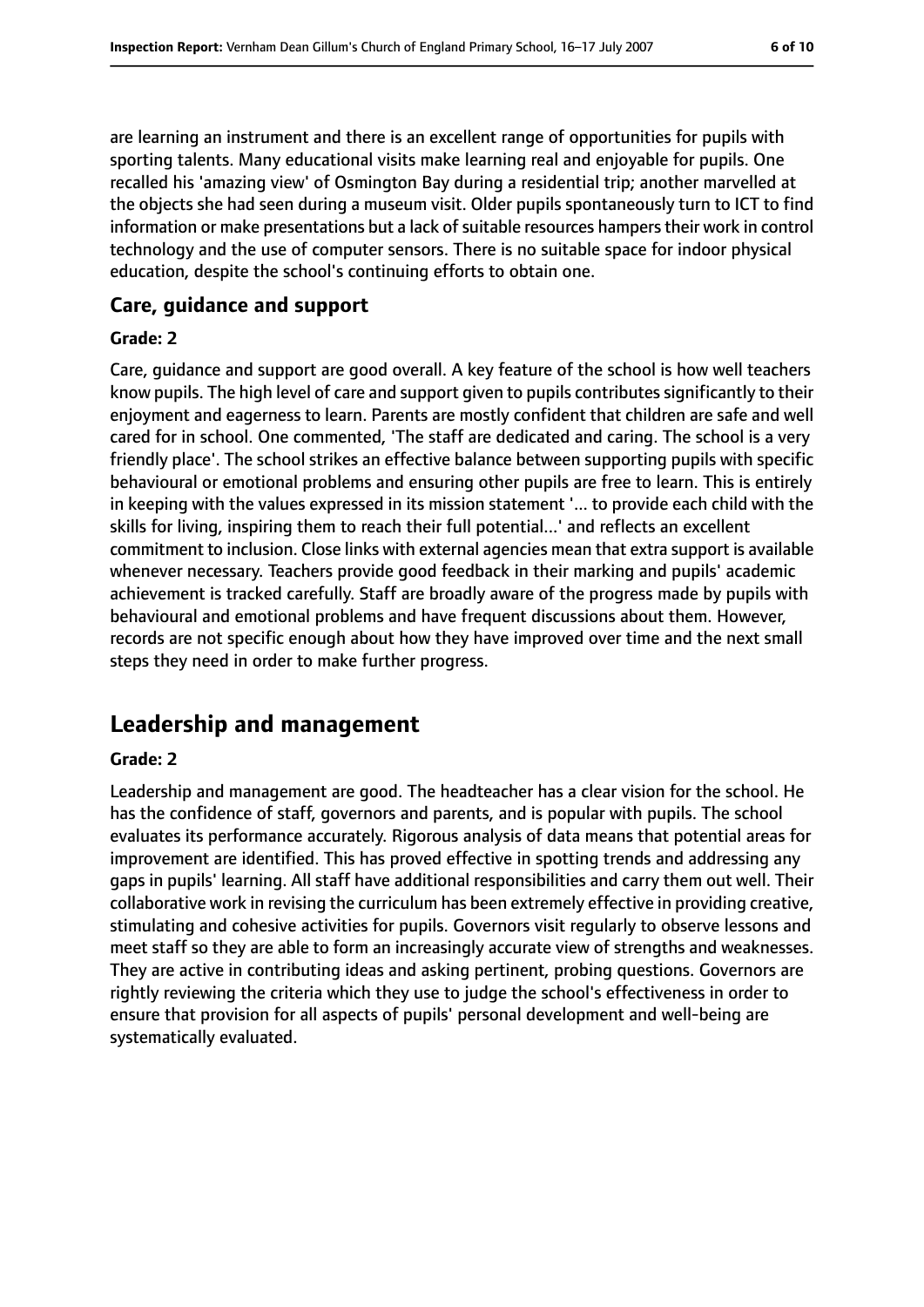are learning an instrument and there is an excellent range of opportunities for pupils with sporting talents. Many educational visits make learning real and enjoyable for pupils. One recalled his 'amazing view' of Osmington Bay during a residential trip; another marvelled at the objects she had seen during a museum visit. Older pupils spontaneously turn to ICT to find information or make presentations but a lack of suitable resources hampers their work in control technology and the use of computer sensors. There is no suitable space for indoor physical education, despite the school's continuing efforts to obtain one.

### Care, guidance and support

#### Grade: 2

Care, guidance and support are good overall. A key feature of the school is how well teachers know pupils. The high level of care and support given to pupils contributes significantly to their enjoyment and eagerness to learn. Parents are mostly confident that children are safe and well cared for in school. One commented, 'The staff are dedicated and caring. The school is a very friendly place'. The school strikes an effective balance between supporting pupils with specific behavioural or emotional problems and ensuring other pupils are free to learn. This is entirely in keeping with the values expressed in its mission statement '... to provide each child with the skills for living, inspiring them to reach their full potential...' and reflects an excellent commitment to inclusion. Close links with external agencies mean that extra support is available whenever necessary. Teachers provide good feedback in their marking and pupils' academic achievement is tracked carefully. Staff are broadly aware of the progress made by pupils with behavioural and emotional problems and have frequent discussions about them. However, records are not specific enough about how they have improved over time and the next small steps they need in order to make further progress.

## Leadership and management

#### Grade: 2

Leadership and management are good. The headteacher has a clear vision for the school. He has the confidence of staff, governors and parents, and is popular with pupils. The school evaluates its performance accurately. Rigorous analysis of data means that potential areas for improvement are identified. This has proved effective in spotting trends and addressing any gaps in pupils' learning. All staff have additional responsibilities and carry them out well. Their collaborative work in revising the curriculum has been extremely effective in providing creative, stimulating and cohesive activities for pupils. Governors visit regularly to observe lessons and meet staff so they are able to form an increasingly accurate view of strengths and weaknesses. They are active in contributing ideas and asking pertinent, probing questions. Governors are rightly reviewing the criteria which they use to judge the school's effectiveness in order to ensure that provision for all aspects of pupils' personal development and well-being are systematically evaluated.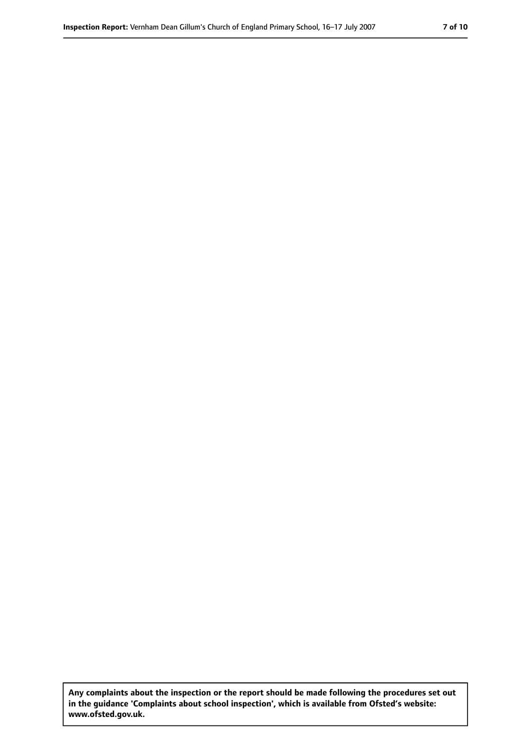**Any complaints about the inspection or the report should be made following the procedures set out in the guidance 'Complaints about school inspection', which is available from Ofsted's website: www.ofsted.gov.uk.**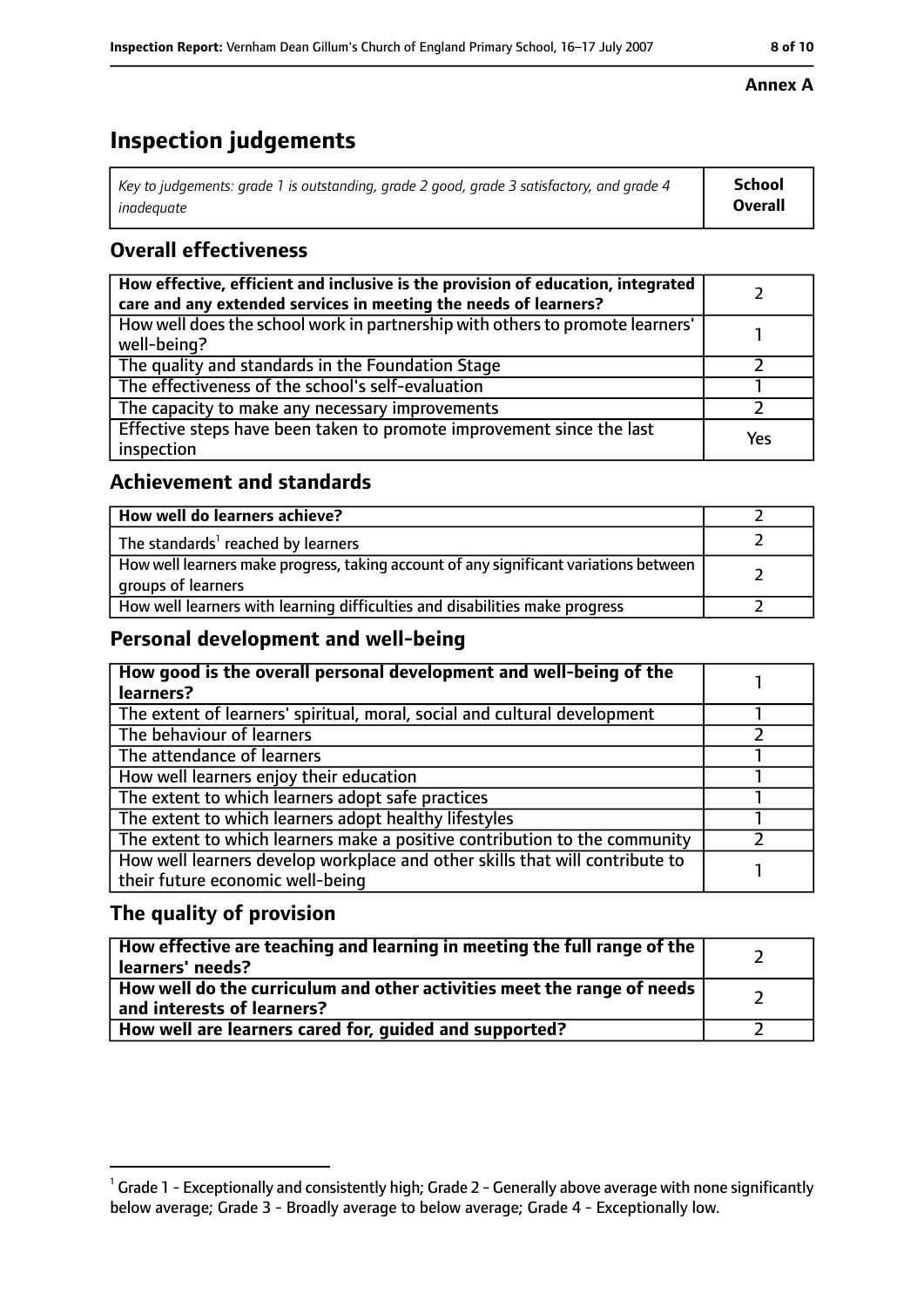**Annex A**

# Inspection judgements

| *Key to judgements: grade 1 is outstanding, grade 2 good, grade 3 satisfactory, and grade 4 inadequate* | **School Overall** |
|---|---|

## Overall effectiveness

| | |
|---|---|
| **How effective, efficient and inclusive is the provision of education, integrated care and any extended services in meeting the needs of learners?** | 2 |
| How well does the school work in partnership with others to promote learners' well-being? | 1 |
| The quality and standards in the Foundation Stage | 2 |
| The effectiveness of the school's self-evaluation | 1 |
| The capacity to make any necessary improvements | 2 |
| Effective steps have been taken to promote improvement since the last inspection | Yes |

## Achievement and standards

| | |
|---|---|
| **How well do learners achieve?** | 2 |
| The standards[1] reached by learners | 2 |
| How well learners make progress, taking account of any significant variations between groups of learners | 2 |
| How well learners with learning difficulties and disabilities make progress | 2 |

## Personal development and well-being

| | |
|---|---|
| **How good is the overall personal development and well-being of the learners?** | 1 |
| The extent of learners' spiritual, moral, social and cultural development | 1 |
| The behaviour of learners | 2 |
| The attendance of learners | 1 |
| How well learners enjoy their education | 1 |
| The extent to which learners adopt safe practices | 1 |
| The extent to which learners adopt healthy lifestyles | 1 |
| The extent to which learners make a positive contribution to the community | 2 |
| How well learners develop workplace and other skills that will contribute to their future economic well-being | 1 |

## The quality of provision

| | |
|---|---|
| **How effective are teaching and learning in meeting the full range of the learners' needs?** | 2 |
| **How well do the curriculum and other activities meet the range of needs and interests of learners?** | 2 |
| **How well are learners cared for, guided and supported?** | 2 |

[1] Grade 1 - Exceptionally and consistently high; Grade 2 - Generally above average with none significantly below average; Grade 3 - Broadly average to below average; Grade 4 - Exceptionally low.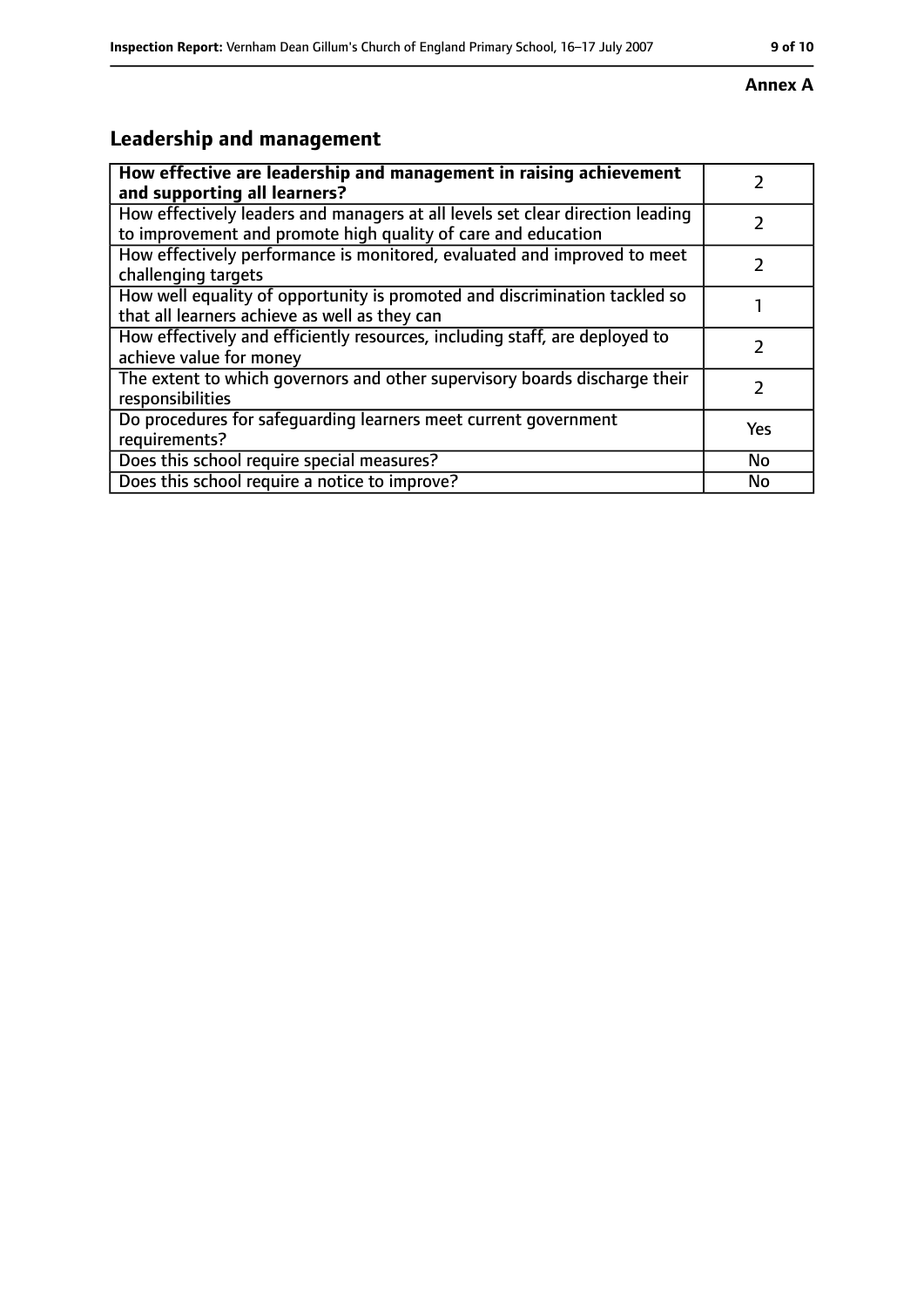**Annex A**

## Leadership and management

| **How effective are leadership and management in raising achievement and supporting all learners?** | 2 |
| --- | --- |
| How effectively leaders and managers at all levels set clear direction leading to improvement and promote high quality of care and education | 2 |
| How effectively performance is monitored, evaluated and improved to meet challenging targets | 2 |
| How well equality of opportunity is promoted and discrimination tackled so that all learners achieve as well as they can | 1 |
| How effectively and efficiently resources, including staff, are deployed to achieve value for money | 2 |
| The extent to which governors and other supervisory boards discharge their responsibilities | 2 |
| Do procedures for safeguarding learners meet current government requirements? | Yes |
| Does this school require special measures? | No |
| Does this school require a notice to improve? | No |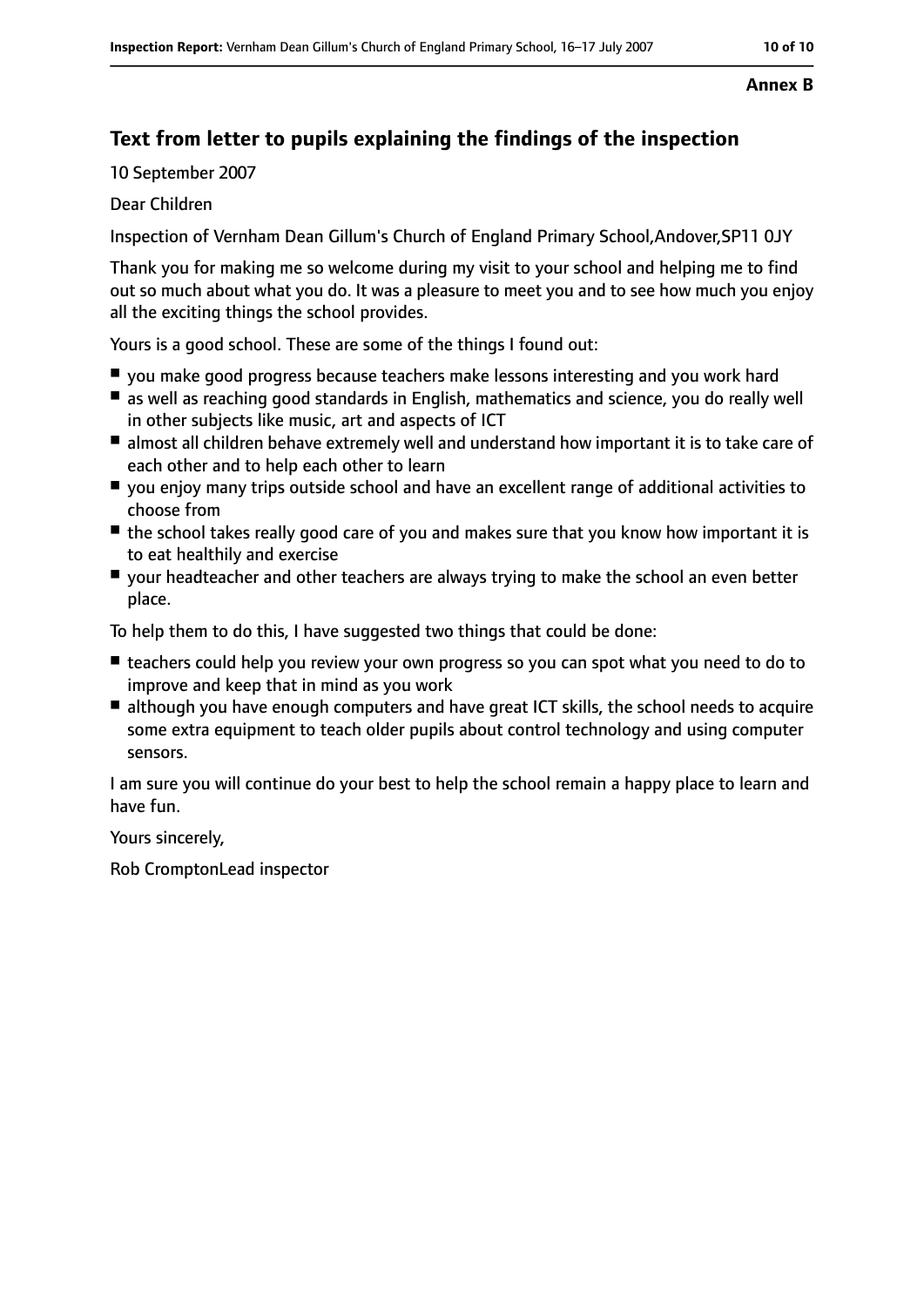**Annex B**

## Text from letter to pupils explaining the findings of the inspection

10 September 2007

Dear Children

Inspection of Vernham Dean Gillum's Church of England Primary School,Andover,SP11 0JY

Thank you for making me so welcome during my visit to your school and helping me to find out so much about what you do. It was a pleasure to meet you and to see how much you enjoy all the exciting things the school provides.

Yours is a good school. These are some of the things I found out:

- you make good progress because teachers make lessons interesting and you work hard
- as well as reaching good standards in English, mathematics and science, you do really well in other subjects like music, art and aspects of ICT
- almost all children behave extremely well and understand how important it is to take care of each other and to help each other to learn
- you enjoy many trips outside school and have an excellent range of additional activities to choose from
- the school takes really good care of you and makes sure that you know how important it is to eat healthily and exercise
- your headteacher and other teachers are always trying to make the school an even better place.

To help them to do this, I have suggested two things that could be done:

- teachers could help you review your own progress so you can spot what you need to do to improve and keep that in mind as you work
- although you have enough computers and have great ICT skills, the school needs to acquire some extra equipment to teach older pupils about control technology and using computer sensors.

I am sure you will continue do your best to help the school remain a happy place to learn and have fun.

Yours sincerely,

Rob CromptonLead inspector